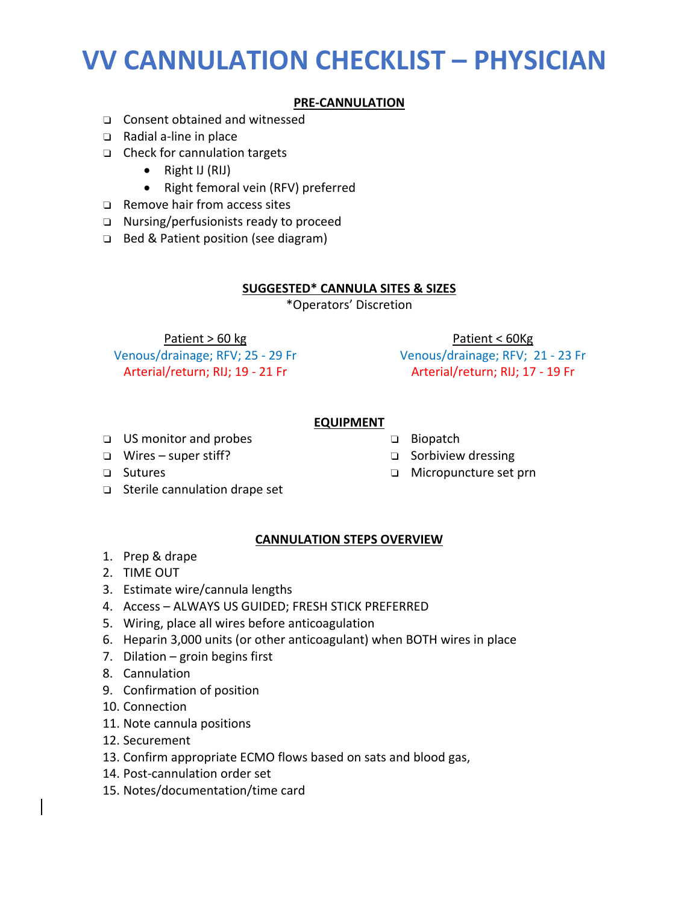# VV CANNULATION CHECKLIST – PHYSICIAN

## PRE-CANNULATION

- ❑ Consent obtained and witnessed
- ❑ Radial a-line in place
- ❑ Check for cannulation targets
  - Right IJ (RIJ)
  - Right femoral vein (RFV) preferred
- ❑ Remove hair from access sites
- ❑ Nursing/perfusionists ready to proceed
- ❑ Bed & Patient position (see diagram)

## SUGGESTED* CANNULA SITES & SIZES

*Operators' Discretion

| Patient > 60 kg | Patient < 60Kg |
|---|---|
| Venous/drainage; RFV; 25 - 29 Fr | Venous/drainage; RFV; 21 - 23 Fr |
| Arterial/return; RIJ; 19 - 21 Fr | Arterial/return; RIJ; 17 - 19 Fr |

## EQUIPMENT

- ❑ US monitor and probes
- ❑ Wires – super stiff?
- ❑ Sutures
- ❑ Sterile cannulation drape set
- ❑ Biopatch
- ❑ Sorbiview dressing
- ❑ Micropuncture set prn

## CANNULATION STEPS OVERVIEW

1. Prep & drape
2. TIME OUT
3. Estimate wire/cannula lengths
4. Access – ALWAYS US GUIDED; FRESH STICK PREFERRED
5. Wiring, place all wires before anticoagulation
6. Heparin 3,000 units (or other anticoagulant) when BOTH wires in place
7. Dilation – groin begins first
8. Cannulation
9. Confirmation of position
10. Connection
11. Note cannula positions
12. Securement
13. Confirm appropriate ECMO flows based on sats and blood gas,
14. Post-cannulation order set
15. Notes/documentation/time card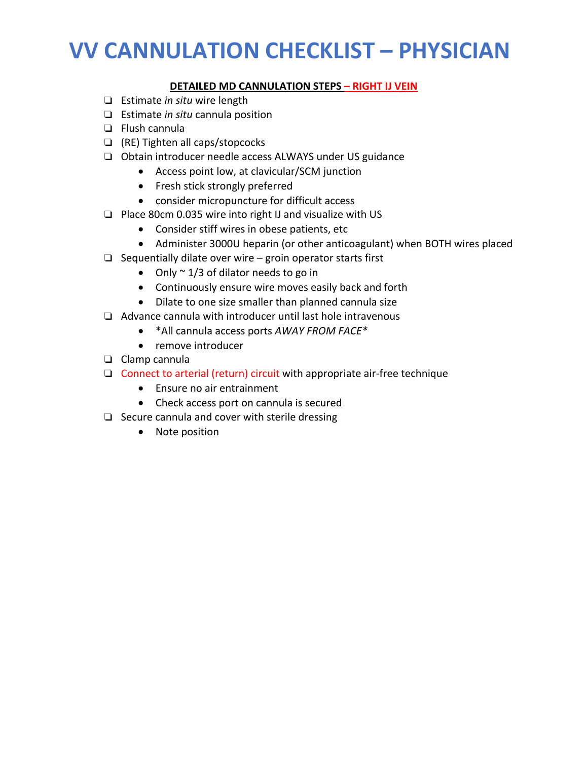# VV CANNULATION CHECKLIST – PHYSICIAN

**DETAILED MD CANNULATION STEPS – RIGHT IJ VEIN**

- ❑ Estimate *in situ* wire length
- ❑ Estimate *in situ* cannula position
- ❑ Flush cannula
- ❑ (RE) Tighten all caps/stopcocks
- ❑ Obtain introducer needle access ALWAYS under US guidance
  - Access point low, at clavicular/SCM junction
  - Fresh stick strongly preferred
  - consider micropuncture for difficult access
- ❑ Place 80cm 0.035 wire into right IJ and visualize with US
  - Consider stiff wires in obese patients, etc
  - Administer 3000U heparin (or other anticoagulant) when BOTH wires placed
- ❑ Sequentially dilate over wire – groin operator starts first
  - Only ~ 1/3 of dilator needs to go in
  - Continuously ensure wire moves easily back and forth
  - Dilate to one size smaller than planned cannula size
- ❑ Advance cannula with introducer until last hole intravenous
  - *All cannula access ports *AWAY FROM FACE**
  - remove introducer
- ❑ Clamp cannula
- ❑ Connect to arterial (return) circuit with appropriate air-free technique
  - Ensure no air entrainment
  - Check access port on cannula is secured
- ❑ Secure cannula and cover with sterile dressing
  - Note position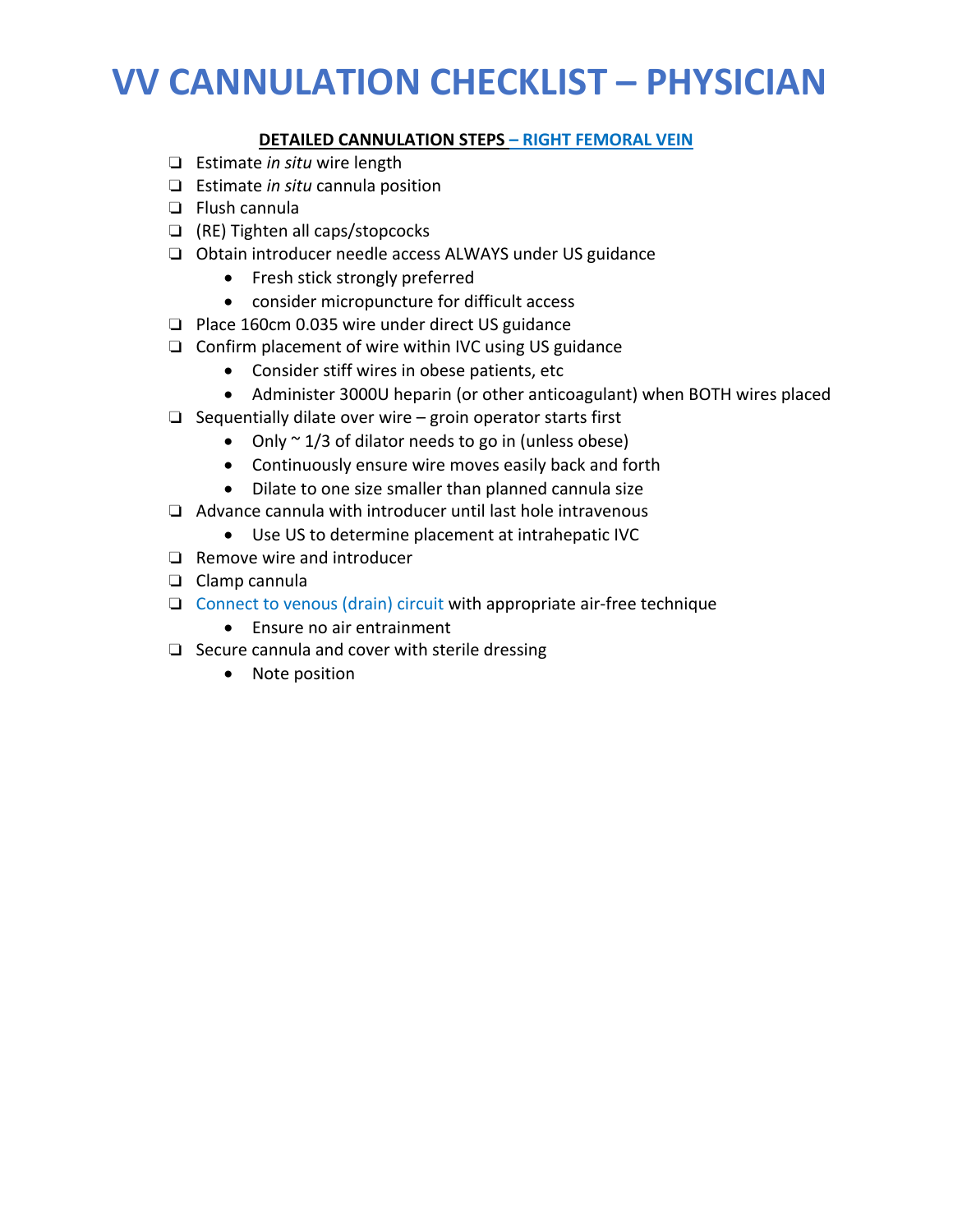# VV CANNULATION CHECKLIST – PHYSICIAN

**DETAILED CANNULATION STEPS – RIGHT FEMORAL VEIN**

- ❑ Estimate *in situ* wire length
- ❑ Estimate *in situ* cannula position
- ❑ Flush cannula
- ❑ (RE) Tighten all caps/stopcocks
- ❑ Obtain introducer needle access ALWAYS under US guidance
  - Fresh stick strongly preferred
  - consider micropuncture for difficult access
- ❑ Place 160cm 0.035 wire under direct US guidance
- ❑ Confirm placement of wire within IVC using US guidance
  - Consider stiff wires in obese patients, etc
  - Administer 3000U heparin (or other anticoagulant) when BOTH wires placed
- ❑ Sequentially dilate over wire – groin operator starts first
  - Only ~ 1/3 of dilator needs to go in (unless obese)
  - Continuously ensure wire moves easily back and forth
  - Dilate to one size smaller than planned cannula size
- ❑ Advance cannula with introducer until last hole intravenous
  - Use US to determine placement at intrahepatic IVC
- ❑ Remove wire and introducer
- ❑ Clamp cannula
- ❑ Connect to venous (drain) circuit with appropriate air-free technique
  - Ensure no air entrainment
- ❑ Secure cannula and cover with sterile dressing
  - Note position